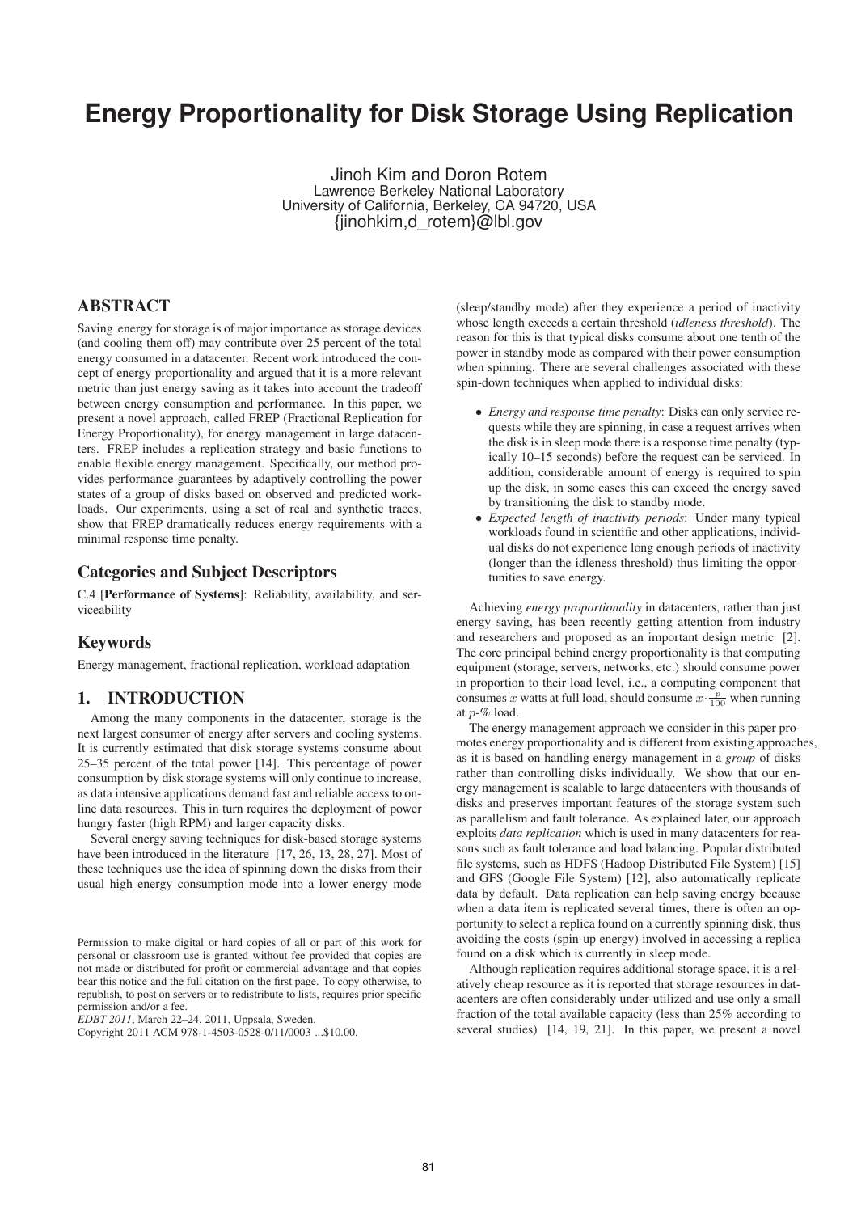# Energy Proportionality for Disk Storage Using Replication

Jinoh Kim and Doron Rotem
Lawrence Berkeley National Laboratory
University of California, Berkeley, CA 94720, USA
{jinohkim,d_rotem}@lbl.gov

## ABSTRACT

Saving energy for storage is of major importance as storage devices (and cooling them off) may contribute over 25 percent of the total energy consumed in a datacenter. Recent work introduced the concept of energy proportionality and argued that it is a more relevant metric than just energy saving as it takes into account the tradeoff between energy consumption and performance. In this paper, we present a novel approach, called FREP (Fractional Replication for Energy Proportionality), for energy management in large datacenters. FREP includes a replication strategy and basic functions to enable flexible energy management. Specifically, our method provides performance guarantees by adaptively controlling the power states of a group of disks based on observed and predicted workloads. Our experiments, using a set of real and synthetic traces, show that FREP dramatically reduces energy requirements with a minimal response time penalty.

### Categories and Subject Descriptors

C.4 [**Performance of Systems**]: Reliability, availability, and serviceability

### Keywords

Energy management, fractional replication, workload adaptation

## 1. INTRODUCTION

Among the many components in the datacenter, storage is the next largest consumer of energy after servers and cooling systems. It is currently estimated that disk storage systems consume about 25–35 percent of the total power [14]. This percentage of power consumption by disk storage systems will only continue to increase, as data intensive applications demand fast and reliable access to online data resources. This in turn requires the deployment of power hungry faster (high RPM) and larger capacity disks.

Several energy saving techniques for disk-based storage systems have been introduced in the literature [17, 26, 13, 28, 27]. Most of these techniques use the idea of spinning down the disks from their usual high energy consumption mode into a lower energy mode (sleep/standby mode) after they experience a period of inactivity whose length exceeds a certain threshold (*idleness threshold*). The reason for this is that typical disks consume about one tenth of the power in standby mode as compared with their power consumption when spinning. There are several challenges associated with these spin-down techniques when applied to individual disks:

- *Energy and response time penalty*: Disks can only service requests while they are spinning, in case a request arrives when the disk is in sleep mode there is a response time penalty (typically 10–15 seconds) before the request can be serviced. In addition, considerable amount of energy is required to spin up the disk, in some cases this can exceed the energy saved by transitioning the disk to standby mode.
- *Expected length of inactivity periods*: Under many typical workloads found in scientific and other applications, individual disks do not experience long enough periods of inactivity (longer than the idleness threshold) thus limiting the opportunities to save energy.

Achieving *energy proportionality* in datacenters, rather than just energy saving, has been recently getting attention from industry and researchers and proposed as an important design metric [2]. The core principal behind energy proportionality is that computing equipment (storage, servers, networks, etc.) should consume power in proportion to their load level, i.e., a computing component that consumes $x$ watts at full load, should consume $x \cdot \frac{p}{100}$ when running at $p$-% load.

The energy management approach we consider in this paper promotes energy proportionality and is different from existing approaches, as it is based on handling energy management in a *group* of disks rather than controlling disks individually. We show that our energy management is scalable to large datacenters with thousands of disks and preserves important features of the storage system such as parallelism and fault tolerance. As explained later, our approach exploits *data replication* which is used in many datacenters for reasons such as fault tolerance and load balancing. Popular distributed file systems, such as HDFS (Hadoop Distributed File System) [15] and GFS (Google File System) [12], also automatically replicate data by default. Data replication can help saving energy because when a data item is replicated several times, there is often an opportunity to select a replica found on a currently spinning disk, thus avoiding the costs (spin-up energy) involved in accessing a replica found on a disk which is currently in sleep mode.

Although replication requires additional storage space, it is a relatively cheap resource as it is reported that storage resources in datacenters are often considerably under-utilized and use only a small fraction of the total available capacity (less than 25% according to several studies) [14, 19, 21]. In this paper, we present a novel

Permission to make digital or hard copies of all or part of this work for personal or classroom use is granted without fee provided that copies are not made or distributed for profit or commercial advantage and that copies bear this notice and the full citation on the first page. To copy otherwise, to republish, to post on servers or to redistribute to lists, requires prior specific permission and/or a fee.
*EDBT 2011*, March 22–24, 2011, Uppsala, Sweden.
Copyright 2011 ACM 978-1-4503-0528-0/11/0003 ...$10.00.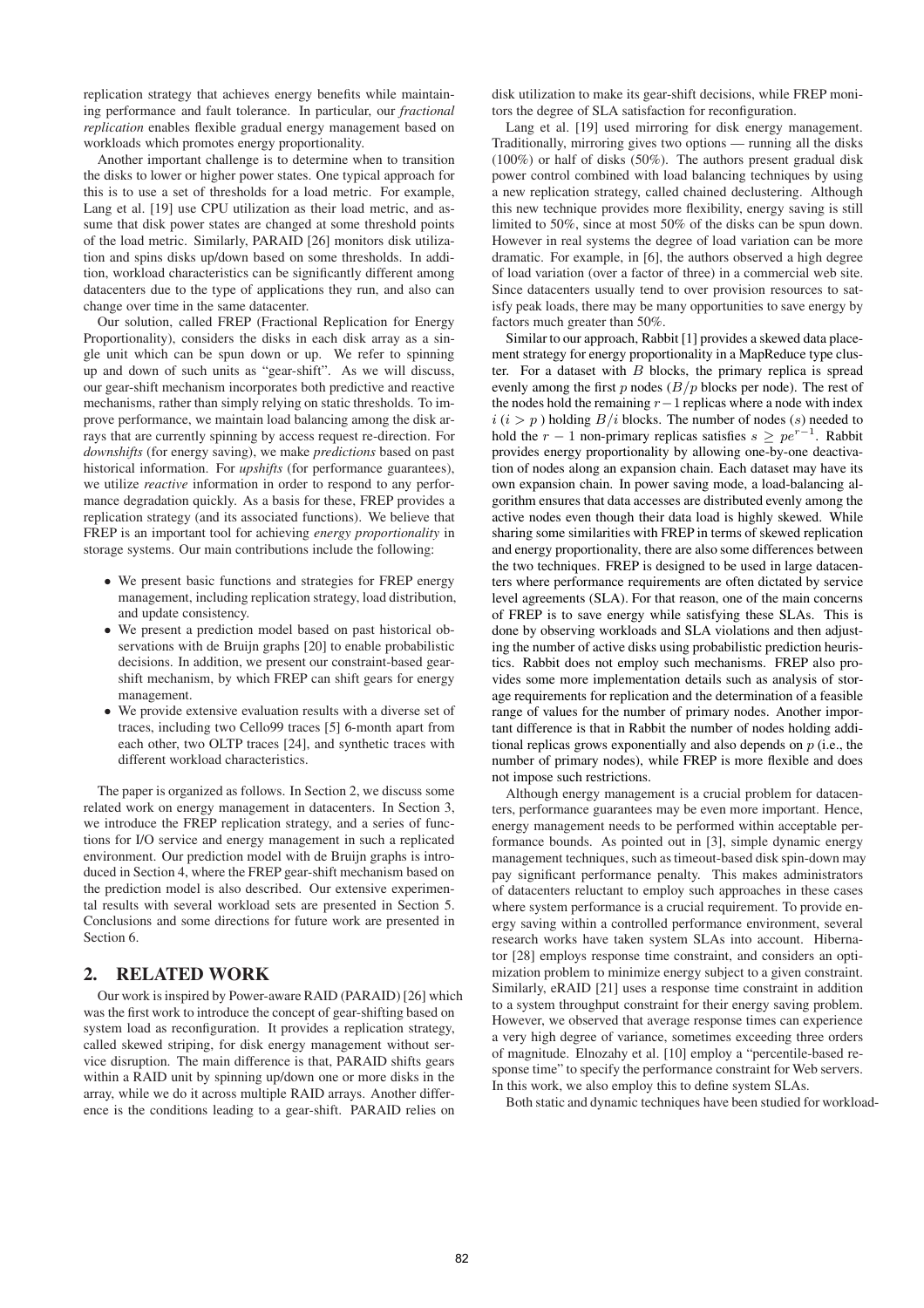replication strategy that achieves energy benefits while maintaining performance and fault tolerance. In particular, our *fractional replication* enables flexible gradual energy management based on workloads which promotes energy proportionality.

Another important challenge is to determine when to transition the disks to lower or higher power states. One typical approach for this is to use a set of thresholds for a load metric. For example, Lang et al. [19] use CPU utilization as their load metric, and assume that disk power states are changed at some threshold points of the load metric. Similarly, PARAID [26] monitors disk utilization and spins disks up/down based on some thresholds. In addition, workload characteristics can be significantly different among datacenters due to the type of applications they run, and also can change over time in the same datacenter.

Our solution, called FREP (Fractional Replication for Energy Proportionality), considers the disks in each disk array as a single unit which can be spun down or up. We refer to spinning up and down of such units as "gear-shift". As we will discuss, our gear-shift mechanism incorporates both predictive and reactive mechanisms, rather than simply relying on static thresholds. To improve performance, we maintain load balancing among the disk arrays that are currently spinning by access request re-direction. For *downshifts* (for energy saving), we make *predictions* based on past historical information. For *upshifts* (for performance guarantees), we utilize *reactive* information in order to respond to any performance degradation quickly. As a basis for these, FREP provides a replication strategy (and its associated functions). We believe that FREP is an important tool for achieving *energy proportionality* in storage systems. Our main contributions include the following:

- We present basic functions and strategies for FREP energy management, including replication strategy, load distribution, and update consistency.
- We present a prediction model based on past historical observations with de Bruijn graphs [20] to enable probabilistic decisions. In addition, we present our constraint-based gear-shift mechanism, by which FREP can shift gears for energy management.
- We provide extensive evaluation results with a diverse set of traces, including two Cello99 traces [5] 6-month apart from each other, two OLTP traces [24], and synthetic traces with different workload characteristics.

The paper is organized as follows. In Section 2, we discuss some related work on energy management in datacenters. In Section 3, we introduce the FREP replication strategy, and a series of functions for I/O service and energy management in such a replicated environment. Our prediction model with de Bruijn graphs is introduced in Section 4, where the FREP gear-shift mechanism based on the prediction model is also described. Our extensive experimental results with several workload sets are presented in Section 5. Conclusions and some directions for future work are presented in Section 6.

## 2. RELATED WORK

Our work is inspired by Power-aware RAID (PARAID) [26] which was the first work to introduce the concept of gear-shifting based on system load as reconfiguration. It provides a replication strategy, called skewed striping, for disk energy management without service disruption. The main difference is that, PARAID shifts gears within a RAID unit by spinning up/down one or more disks in the array, while we do it across multiple RAID arrays. Another difference is the conditions leading to a gear-shift. PARAID relies on disk utilization to make its gear-shift decisions, while FREP monitors the degree of SLA satisfaction for reconfiguration.

Lang et al. [19] used mirroring for disk energy management. Traditionally, mirroring gives two options — running all the disks (100%) or half of disks (50%). The authors present gradual disk power control combined with load balancing techniques by using a new replication strategy, called chained declustering. Although this new technique provides more flexibility, energy saving is still limited to 50%, since at most 50% of the disks can be spun down. However in real systems the degree of load variation can be more dramatic. For example, in [6], the authors observed a high degree of load variation (over a factor of three) in a commercial web site. Since datacenters usually tend to over provision resources to satisfy peak loads, there may be many opportunities to save energy by factors much greater than 50%.

Similar to our approach, Rabbit [1] provides a skewed data placement strategy for energy proportionality in a MapReduce type cluster. For a dataset with $B$ blocks, the primary replica is spread evenly among the first $p$ nodes ($B/p$ blocks per node). The rest of the nodes hold the remaining $r-1$ replicas where a node with index $i$ ($i > p$) holding $B/i$ blocks. The number of nodes ($s$) needed to hold the $r-1$ non-primary replicas satisfies $s \geq pe^{r-1}$. Rabbit provides energy proportionality by allowing one-by-one deactivation of nodes along an expansion chain. Each dataset may have its own expansion chain. In power saving mode, a load-balancing algorithm ensures that data accesses are distributed evenly among the active nodes even though their data load is highly skewed. While sharing some similarities with FREP in terms of skewed replication and energy proportionality, there are also some differences between the two techniques. FREP is designed to be used in large datacenters where performance requirements are often dictated by service level agreements (SLA). For that reason, one of the main concerns of FREP is to save energy while satisfying these SLAs. This is done by observing workloads and SLA violations and then adjusting the number of active disks using probabilistic prediction heuristics. Rabbit does not employ such mechanisms. FREP also provides some more implementation details such as analysis of storage requirements for replication and the determination of a feasible range of values for the number of primary nodes. Another important difference is that in Rabbit the number of nodes holding additional replicas grows exponentially and also depends on $p$ (i.e., the number of primary nodes), while FREP is more flexible and does not impose such restrictions.

Although energy management is a crucial problem for datacenters, performance guarantees may be even more important. Hence, energy management needs to be performed within acceptable performance bounds. As pointed out in [3], simple dynamic energy management techniques, such as timeout-based disk spin-down may pay significant performance penalty. This makes administrators of datacenters reluctant to employ such approaches in these cases where system performance is a crucial requirement. To provide energy saving within a controlled performance environment, several research works have taken system SLAs into account. Hibernator [28] employs response time constraint, and considers an optimization problem to minimize energy subject to a given constraint. Similarly, eRAID [21] uses a response time constraint in addition to a system throughput constraint for their energy saving problem. However, we observed that average response times can experience a very high degree of variance, sometimes exceeding three orders of magnitude. Elnozahy et al. [10] employ a "percentile-based response time" to specify the performance constraint for Web servers. In this work, we also employ this to define system SLAs.

Both static and dynamic techniques have been studied for workload-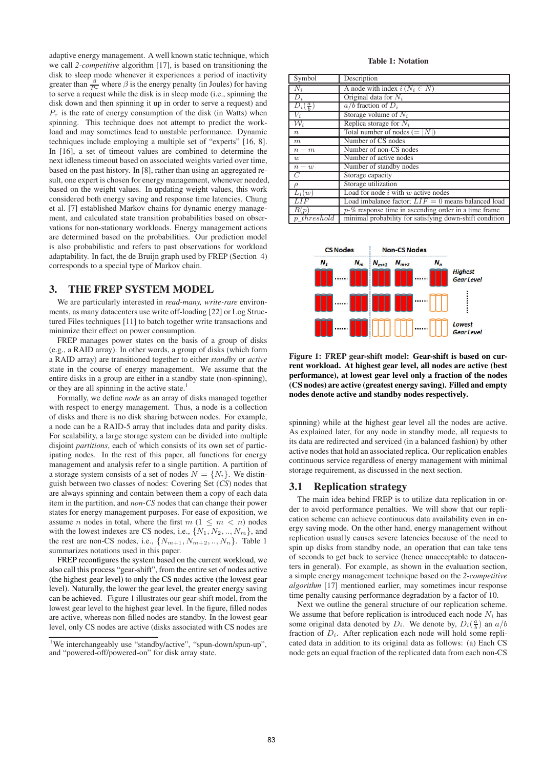adaptive energy management. A well known static technique, which we call *2-competitive* algorithm [17], is based on transitioning the disk to sleep mode whenever it experiences a period of inactivity greater than $\frac{\beta}{P_\tau}$ where $\beta$ is the energy penalty (in Joules) for having to serve a request while the disk is in sleep mode (i.e., spinning the disk down and then spinning it up in order to serve a request) and $P_\tau$ is the rate of energy consumption of the disk (in Watts) when spinning. This technique does not attempt to predict the workload and may sometimes lead to unstable performance. Dynamic techniques include employing a multiple set of "experts" [16, 8]. In [16], a set of timeout values are combined to determine the next idleness timeout based on associated weights varied over time, based on the past history. In [8], rather than using an aggregated result, one expert is chosen for energy management, whenever needed, based on the weight values. In updating weight values, this work considered both energy saving and response time latencies. Chung et al. [7] established Markov chains for dynamic energy management, and calculated state transition probabilities based on observations for non-stationary workloads. Energy management actions are determined based on the probabilities. Our prediction model is also probabilistic and refers to past observations for workload adaptability. In fact, the de Bruijn graph used by FREP (Section 4) corresponds to a special type of Markov chain.

## 3. THE FREP SYSTEM MODEL

We are particularly interested in *read-many, write-rare* environments, as many datacenters use write off-loading [22] or Log Structured Files techniques [11] to batch together write transactions and minimize their effect on power consumption.

FREP manages power states on the basis of a group of disks (e.g., a RAID array). In other words, a group of disks (which form a RAID array) are transitioned together to either *standby* or *active* state in the course of energy management. We assume that the entire disks in a group are either in a standby state (non-spinning), or they are all spinning in the active state.[1]

Formally, we define *node* as an array of disks managed together with respect to energy management. Thus, a node is a collection of disks and there is no disk sharing between nodes. For example, a node can be a RAID-5 array that includes data and parity disks. For scalability, a large storage system can be divided into multiple disjoint *partitions*, each of which consists of its own set of participating nodes. In the rest of this paper, all functions for energy management and analysis refer to a single partition. A partition of a storage system consists of a set of nodes $N = \{N_i\}$. We distinguish between two classes of nodes: Covering Set (*CS*) nodes that are always spinning and contain between them a copy of each data item in the partition, and *non-CS* nodes that can change their power states for energy management purposes. For ease of exposition, we assume $n$ nodes in total, where the first $m$ ($1 \leq m < n$) nodes with the lowest indexes are CS nodes, i.e., $\{N_1, N_2, .., N_m\}$, and the rest are non-CS nodes, i.e., $\{N_{m+1}, N_{m+2}, .., N_n\}$. Table 1 summarizes notations used in this paper.

FREP reconfigures the system based on the current workload, we also call this process "gear-shift", from the entire set of nodes active (the highest gear level) to only the CS nodes active (the lowest gear level). Naturally, the lower the gear level, the greater energy saving can be achieved. Figure 1 illustrates our gear-shift model, from the lowest gear level to the highest gear level. In the figure, filled nodes are active, whereas non-filled nodes are standby. In the lowest gear level, only CS nodes are active (disks associated with CS nodes are spinning) while at the highest gear level all the nodes are active. As explained later, for any node in standby mode, all requests to its data are redirected and serviced (in a balanced fashion) by other active nodes that hold an associated replica. Our replication enables continuous service regardless of energy management with minimal storage requirement, as discussed in the next section.

[1] We interchangeably use "standby/active", "spun-down/spun-up", and "powered-off/powered-on" for disk array state.

**Table 1: Notation**

| Symbol | Description |
|---|---|
| $N_i$ | A node with index $i$ ($N_i \in N$) |
| $D_i$ | Original data for $N_i$ |
| $D_i(\frac{a}{b})$ | $a/b$ fraction of $D_i$ |
| $V_i$ | Storage volume of $N_i$ |
| $\mathcal{W}_i$ | Replica storage for $N_i$ |
| $n$ | Total number of nodes ($= \|N\|$) |
| $m$ | Number of CS nodes |
| $n-m$ | Number of non-CS nodes |
| $w$ | Number of active nodes |
| $n-w$ | Number of standby nodes |
| $C$ | Storage capacity |
| $\rho$ | Storage utilization |
| $L_i(w)$ | Load for node $i$ with $w$ active nodes |
| $LIF$ | Load imbalance factor; $LIF = 0$ means balanced load |
| $R(p)$ | $p$-% response time in ascending order in a time frame |
| $p\_threshold$ | minimal probability for satisfying down-shift condition |

**Figure 1: FREP gear-shift model: Gear-shift is based on current workload. At highest gear level, all nodes are active (best performance), at lowest gear level only a fraction of the nodes (CS nodes) are active (greatest energy saving). Filled and empty nodes denote active and standby nodes respectively.**

### 3.1 Replication strategy

The main idea behind FREP is to utilize data replication in order to avoid performance penalties. We will show that our replication scheme can achieve continuous data availability even in energy saving mode. On the other hand, energy management without replication usually causes severe latencies because of the need to spin up disks from standby node, an operation that can take tens of seconds to get back to service (hence unacceptable to datacenters in general). For example, as shown in the evaluation section, a simple energy management technique based on the *2-competitive algorithm* [17] mentioned earlier, may sometimes incur response time penalty causing performance degradation by a factor of 10.

Next we outline the general structure of our replication scheme. We assume that before replication is introduced node $N_i$ has some original data denoted by $D_i$. We denote by, $D_i(\frac{a}{b})$ an $a/b$ fraction of $D_i$. After replication each node will hold some replicated data in addition to its original data as follows: (a) Each CS node gets an equal fraction of the replicated data from each non-CS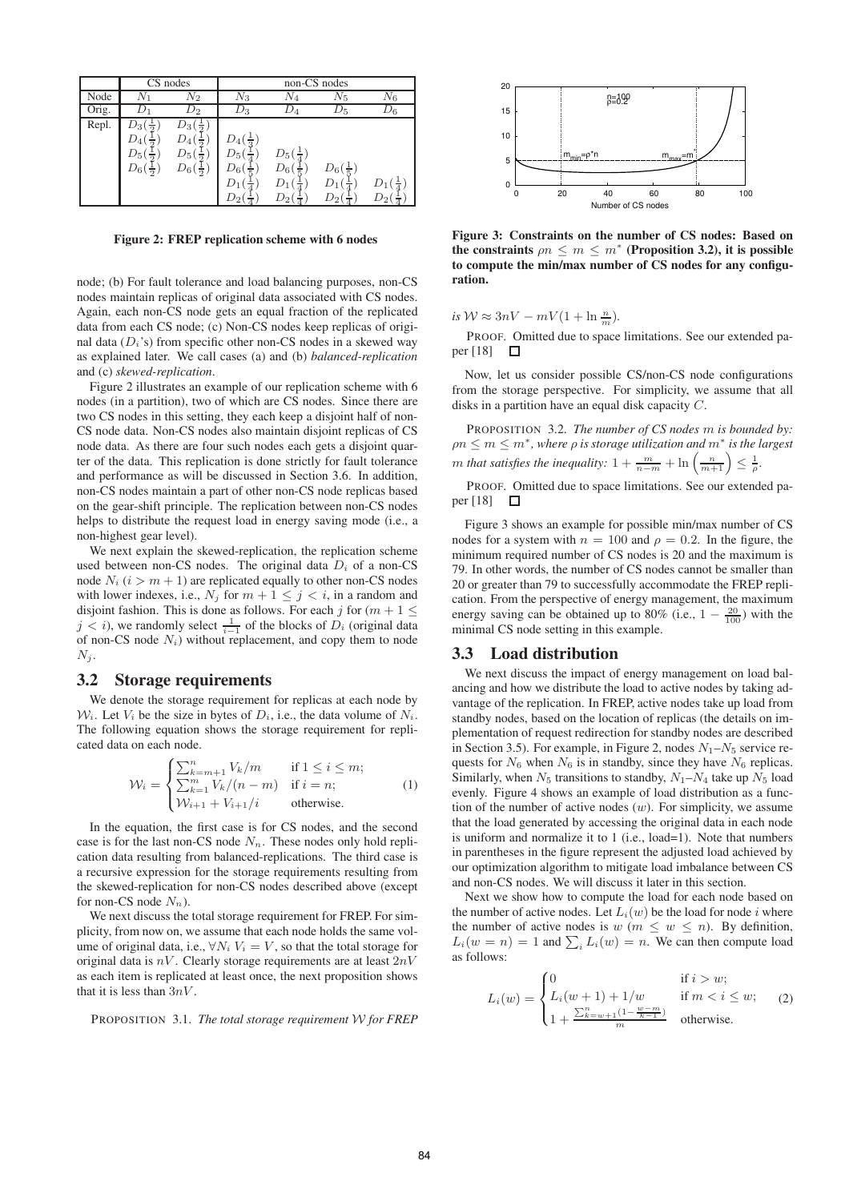| | CS nodes | | non-CS nodes | | | |
|---|---|---|---|---|---|---|
| Node | $N_1$ | $N_2$ | $N_3$ | $N_4$ | $N_5$ | $N_6$ |
| Orig. | $D_1$ | $D_2$ | $D_3$ | $D_4$ | $D_5$ | $D_6$ |
| Repl. | $D_3(\frac{1}{2})$ | $D_3(\frac{1}{2})$ | | | | |
| | $D_4(\frac{1}{2})$ | $D_4(\frac{1}{2})$ | $D_4(\frac{1}{3})$ | | | |
| | $D_5(\frac{1}{2})$ | $D_5(\frac{1}{2})$ | $D_5(\frac{1}{4})$ | $D_5(\frac{1}{4})$ | | |
| | $D_6(\frac{1}{2})$ | $D_6(\frac{1}{2})$ | $D_6(\frac{1}{5})$ | $D_6(\frac{1}{5})$ | $D_6(\frac{1}{5})$ | |
| | | | $D_1(\frac{1}{4})$ | $D_1(\frac{1}{4})$ | $D_1(\frac{1}{4})$ | $D_1(\frac{1}{4})$ |
| | | | $D_2(\frac{1}{4})$ | $D_2(\frac{1}{4})$ | $D_2(\frac{1}{4})$ | $D_2(\frac{1}{4})$ |

**Figure 2: FREP replication scheme with 6 nodes**

node; (b) For fault tolerance and load balancing purposes, non-CS nodes maintain replicas of original data associated with CS nodes. Again, each non-CS node gets an equal fraction of the replicated data from each CS node; (c) Non-CS nodes keep replicas of original data ($D_i$'s) from specific other non-CS nodes in a skewed way as explained later. We call cases (a) and (b) *balanced-replication* and (c) *skewed-replication*.

Figure 2 illustrates an example of our replication scheme with 6 nodes (in a partition), two of which are CS nodes. Since there are two CS nodes in this setting, they each keep a disjoint half of non-CS node data. Non-CS nodes also maintain disjoint replicas of CS node data. As there are four such nodes each gets a disjoint quarter of the data. This replication is done strictly for fault tolerance and performance as will be discussed in Section 3.6. In addition, non-CS nodes maintain a part of other non-CS node replicas based on the gear-shift principle. The replication between non-CS nodes helps to distribute the request load in energy saving mode (i.e., a non-highest gear level).

We next explain the skewed-replication, the replication scheme used between non-CS nodes. The original data $D_i$ of a non-CS node $N_i$ ($i > m+1$) are replicated equally to other non-CS nodes with lower indexes, i.e., $N_j$ for $m+1 \leq j < i$, in a random and disjoint fashion. This is done as follows. For each $j$ for ($m+1 \leq j < i$), we randomly select $\frac{1}{i-1}$ of the blocks of $D_i$ (original data of non-CS node $N_i$) without replacement, and copy them to node $N_j$.

## 3.2 Storage requirements

We denote the storage requirement for replicas at each node by $\mathcal{W}_i$. Let $V_i$ be the size in bytes of $D_i$, i.e., the data volume of $N_i$. The following equation shows the storage requirement for replicated data on each node.

$$\mathcal{W}_i = \begin{cases} \sum_{k=m+1}^{n} V_k/m & \text{if } 1 \leq i \leq m; \\ \sum_{k=1}^{m} V_k/(n-m) & \text{if } i = n; \\ \mathcal{W}_{i+1} + V_{i+1}/i & \text{otherwise.} \end{cases} \quad (1)$$

In the equation, the first case is for CS nodes, and the second case is for the last non-CS node $N_n$. These nodes only hold replication data resulting from balanced-replications. The third case is a recursive expression for the storage requirements resulting from the skewed-replication for non-CS nodes described above (except for non-CS node $N_n$).

We next discuss the total storage requirement for FREP. For simplicity, from now on, we assume that each node holds the same volume of original data, i.e., $\forall N_i\ V_i = V$, so that the total storage for original data is $nV$. Clearly storage requirements are at least $2nV$ as each item is replicated at least once, the next proposition shows that it is less than $3nV$.

PROPOSITION 3.1. *The total storage requirement $\mathcal{W}$ for FREP is $\mathcal{W} \approx 3nV - mV(1 + \ln \frac{n}{m})$.*

PROOF. Omitted due to space limitations. See our extended paper [18] □

**Figure 3: Constraints on the number of CS nodes: Based on the constraints $\rho n \leq m \leq m^*$ (Proposition 3.2), it is possible to compute the min/max number of CS nodes for any configuration.**

Now, let us consider possible CS/non-CS node configurations from the storage perspective. For simplicity, we assume that all disks in a partition have an equal disk capacity $C$.

PROPOSITION 3.2. *The number of CS nodes $m$ is bounded by: $\rho n \leq m \leq m^*$, where $\rho$ is storage utilization and $m^*$ is the largest $m$ that satisfies the inequality: $1 + \frac{m}{n-m} + \ln\left(\frac{n}{m+1}\right) \leq \frac{1}{\rho}$.*

PROOF. Omitted due to space limitations. See our extended paper [18] □

Figure 3 shows an example for possible min/max number of CS nodes for a system with $n = 100$ and $\rho = 0.2$. In the figure, the minimum required number of CS nodes is 20 and the maximum is 79. In other words, the number of CS nodes cannot be smaller than 20 or greater than 79 to successfully accommodate the FREP replication. From the perspective of energy management, the maximum energy saving can be obtained up to 80% (i.e., $1 - \frac{20}{100}$) with the minimal CS node setting in this example.

## 3.3 Load distribution

We next discuss the impact of energy management on load balancing and how we distribute the load to active nodes by taking advantage of the replication. In FREP, active nodes take up load from standby nodes, based on the location of replicas (the details on implementation of request redirection for standby nodes are described in Section 3.5). For example, in Figure 2, nodes $N_1$–$N_5$ service requests for $N_6$ when $N_6$ is in standby, since they have $N_6$ replicas. Similarly, when $N_5$ transitions to standby, $N_1$–$N_4$ take up $N_5$ load evenly. Figure 4 shows an example of load distribution as a function of the number of active nodes ($w$). For simplicity, we assume that the load generated by accessing the original data in each node is uniform and normalize it to 1 (i.e., load=1). Note that numbers in parentheses in the figure represent the adjusted load achieved by our optimization algorithm to mitigate load imbalance between CS and non-CS nodes. We will discuss it later in this section.

Next we show how to compute the load for each node based on the number of active nodes. Let $L_i(w)$ be the load for node $i$ where the number of active nodes is $w$ ($m \leq w \leq n$). By definition, $L_i(w = n) = 1$ and $\sum_i L_i(w) = n$. We can then compute load as follows:

$$L_i(w) = \begin{cases} 0 & \text{if } i > w; \\ L_i(w+1) + 1/w & \text{if } m < i \leq w; \\ 1 + \frac{\sum_{k=w+1}^{n}(1 - \frac{w-m}{k-1})}{m} & \text{otherwise.} \end{cases} \quad (2)$$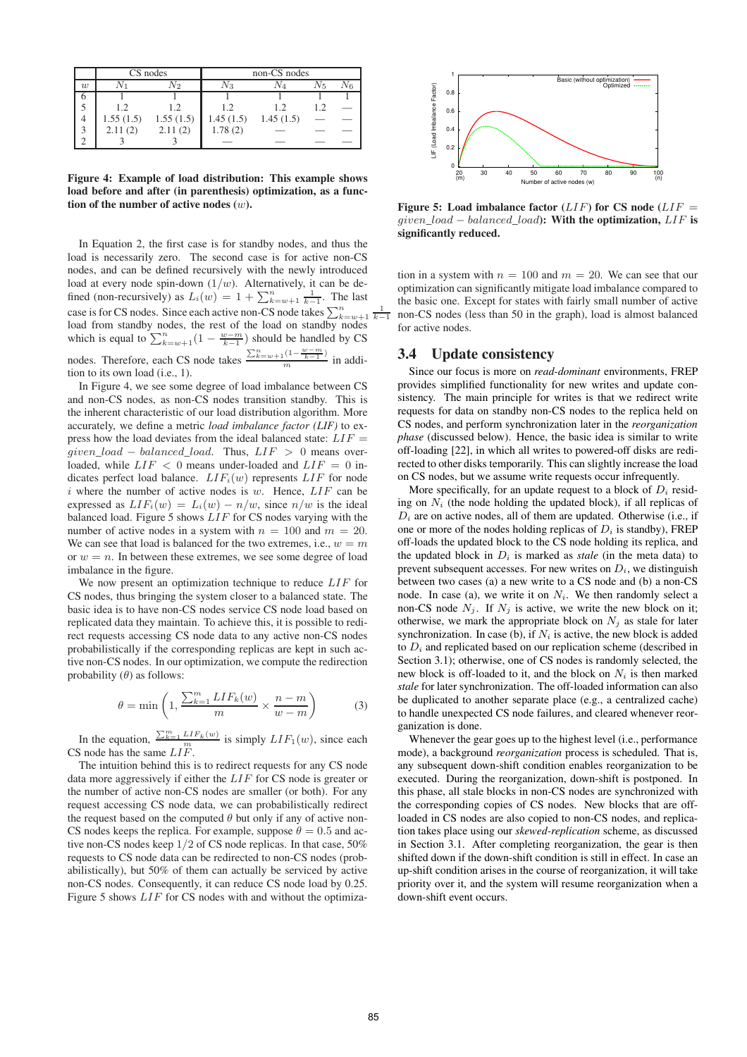|  | CS nodes |  | non-CS nodes |  |  |  |
|---|---|---|---|---|---|---|
| $w$ | $N_1$ | $N_2$ | $N_3$ | $N_4$ | $N_5$ | $N_6$ |
| 6 | 1 | 1 | 1 | 1 | 1 | 1 |
| 5 | 1.2 | 1.2 | 1.2 | 1.2 | 1.2 | — |
| 4 | 1.55 (1.5) | 1.55 (1.5) | 1.45 (1.5) | 1.45 (1.5) | — | — |
| 3 | 2.11 (2) | 2.11 (2) | 1.78 (2) | — | — | — |
| 2 | 3 | 3 | — | — | — | — |

**Figure 4: Example of load distribution: This example shows load before and after (in parenthesis) optimization, as a function of the number of active nodes ($w$).**

In Equation 2, the first case is for standby nodes, and thus the load is necessarily zero. The second case is for active non-CS nodes, and can be defined recursively with the newly introduced load at every node spin-down ($1/w$). Alternatively, it can be defined (non-recursively) as $L_i(w) = 1 + \sum_{k=w+1}^{n} \frac{1}{k-1}$. The last case is for CS nodes. Since each active non-CS node takes $\sum_{k=w+1}^{n} \frac{1}{k-1}$ load from standby nodes, the rest of the load on standby nodes which is equal to $\sum_{k=w+1}^{n}(1 - \frac{w-m}{k-1})$ should be handled by CS nodes. Therefore, each CS node takes $\frac{\sum_{k=w+1}^{n}(1-\frac{w-m}{k-1})}{m}$ in addition to its own load (i.e., 1).

In Figure 4, we see some degree of load imbalance between CS and non-CS nodes, as non-CS nodes transition standby. This is the inherent characteristic of our load distribution algorithm. More accurately, we define a metric *load imbalance factor (LIF)* to express how the load deviates from the ideal balanced state: $LIF = given\_load - balanced\_load$. Thus, $LIF > 0$ means overloaded, while $LIF < 0$ means under-loaded and $LIF = 0$ indicates perfect load balance. $LIF_i(w)$ represents $LIF$ for node $i$ where the number of active nodes is $w$. Hence, $LIF$ can be expressed as $LIF_i(w) = L_i(w) - n/w$, since $n/w$ is the ideal balanced load. Figure 5 shows $LIF$ for CS nodes varying with the number of active nodes in a system with $n = 100$ and $m = 20$. We can see that load is balanced for the two extremes, i.e., $w = m$ or $w = n$. In between these extremes, we see some degree of load imbalance in the figure.

We now present an optimization technique to reduce $LIF$ for CS nodes, thus bringing the system closer to a balanced state. The basic idea is to have non-CS nodes service CS node load based on replicated data they maintain. To achieve this, it is possible to redirect requests accessing CS node data to any active non-CS nodes probabilistically if the corresponding replicas are kept in such active non-CS nodes. In our optimization, we compute the redirection probability ($\theta$) as follows:

$$\theta = \min\left(1, \frac{\sum_{k=1}^{m} LIF_k(w)}{m} \times \frac{n-m}{w-m}\right) \tag{3}$$

In the equation, $\frac{\sum_{k=1}^{m} LIF_k(w)}{m}$ is simply $LIF_1(w)$, since each CS node has the same $LIF$.

The intuition behind this is to redirect requests for any CS node data more aggressively if either the $LIF$ for CS node is greater or the number of active non-CS nodes are smaller (or both). For any request accessing CS node data, we can probabilistically redirect the request based on the computed $\theta$ but only if any of active non-CS nodes keeps the replica. For example, suppose $\theta = 0.5$ and active non-CS nodes keep $1/2$ of CS node replicas. In that case, 50% requests to CS node data can be redirected to non-CS nodes (probabilistically), but 50% of them can actually be serviced by active non-CS nodes. Consequently, it can reduce CS node load by 0.25. Figure 5 shows $LIF$ for CS nodes with and without the optimization in a system with $n = 100$ and $m = 20$. We can see that our optimization can significantly mitigate load imbalance compared to the basic one. Except for states with fairly small number of active non-CS nodes (less than 50 in the graph), load is almost balanced for active nodes.

**Figure 5: Load imbalance factor ($LIF$) for CS node ($LIF = given\_load - balanced\_load$): With the optimization, $LIF$ is significantly reduced.**

## 3.4 Update consistency

Since our focus is more on *read-dominant* environments, FREP provides simplified functionality for new writes and update consistency. The main principle for writes is that we redirect write requests for data on standby non-CS nodes to the replica held on CS nodes, and perform synchronization later in the *reorganization phase* (discussed below). Hence, the basic idea is similar to write off-loading [22], in which all writes to powered-off disks are redirected to other disks temporarily. This can slightly increase the load on CS nodes, but we assume write requests occur infrequently.

More specifically, for an update request to a block of $D_i$ residing on $N_i$ (the node holding the updated block), if all replicas of $D_i$ are on active nodes, all of them are updated. Otherwise (i.e., if one or more of the nodes holding replicas of $D_i$ is standby), FREP off-loads the updated block to the CS node holding its replica, and the updated block in $D_i$ is marked as *stale* (in the meta data) to prevent subsequent accesses. For new writes on $D_i$, we distinguish between two cases (a) a new write to a CS node and (b) a non-CS node. In case (a), we write it on $N_i$. We then randomly select a non-CS node $N_j$. If $N_j$ is active, we write the new block on it; otherwise, we mark the appropriate block on $N_j$ as stale for later synchronization. In case (b), if $N_i$ is active, the new block is added to $D_i$ and replicated based on our replication scheme (described in Section 3.1); otherwise, one of CS nodes is randomly selected, the new block is off-loaded to it, and the block on $N_i$ is then marked *stale* for later synchronization. The off-loaded information can also be duplicated to another separate place (e.g., a centralized cache) to handle unexpected CS node failures, and cleared whenever reorganization is done.

Whenever the gear goes up to the highest level (i.e., performance mode), a background *reorganization* process is scheduled. That is, any subsequent down-shift condition enables reorganization to be executed. During the reorganization, down-shift is postponed. In this phase, all stale blocks in non-CS nodes are synchronized with the corresponding copies of CS nodes. New blocks that are off-loaded in CS nodes are also copied to non-CS nodes, and replication takes place using our *skewed-replication* scheme, as discussed in Section 3.1. After completing reorganization, the gear is then shifted down if the down-shift condition is still in effect. In case an up-shift condition arises in the course of reorganization, it will take priority over it, and the system will resume reorganization when a down-shift event occurs.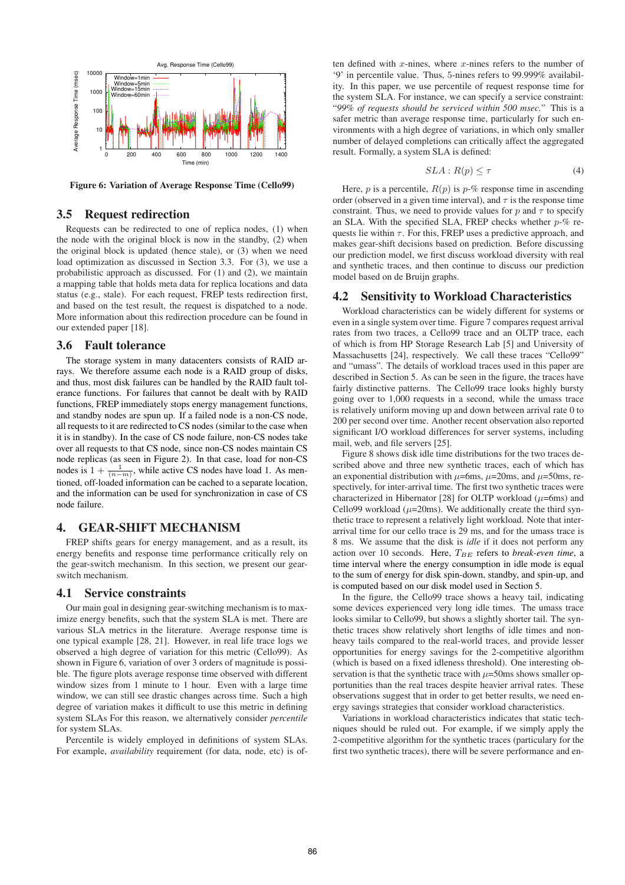Figure 6: Variation of Average Response Time (Cello99)

## 3.5 Request redirection

Requests can be redirected to one of replica nodes, (1) when the node with the original block is now in the standby, (2) when the original block is updated (hence stale), or (3) when we need load optimization as discussed in Section 3.3. For (3), we use a probabilistic approach as discussed. For (1) and (2), we maintain a mapping table that holds meta data for replica locations and data status (e.g., stale). For each request, FREP tests redirection first, and based on the test result, the request is dispatched to a node. More information about this redirection procedure can be found in our extended paper [18].

## 3.6 Fault tolerance

The storage system in many datacenters consists of RAID arrays. We therefore assume each node is a RAID group of disks, and thus, most disk failures can be handled by the RAID fault tolerance functions. For failures that cannot be dealt with by RAID functions, FREP immediately stops energy management functions, and standby nodes are spun up. If a failed node is a non-CS node, all requests to it are redirected to CS nodes (similar to the case when it is in standby). In the case of CS node failure, non-CS nodes take over all requests to that CS node, since non-CS nodes maintain CS node replicas (as seen in Figure 2). In that case, load for non-CS nodes is $1 + \frac{1}{(n-m)}$, while active CS nodes have load 1. As mentioned, off-loaded information can be cached to a separate location, and the information can be used for synchronization in case of CS node failure.

# 4. GEAR-SHIFT MECHANISM

FREP shifts gears for energy management, and as a result, its energy benefits and response time performance critically rely on the gear-switch mechanism. In this section, we present our gear-switch mechanism.

## 4.1 Service constraints

Our main goal in designing gear-switching mechanism is to maximize energy benefits, such that the system SLA is met. There are various SLA metrics in the literature. Average response time is one typical example [28, 21]. However, in real life trace logs we observed a high degree of variation for this metric (Cello99). As shown in Figure 6, variation of over 3 orders of magnitude is possible. The figure plots average response time observed with different window sizes from 1 minute to 1 hour. Even with a large time window, we can still see drastic changes across time. Such a high degree of variation makes it difficult to use this metric in defining system SLAs For this reason, we alternatively consider *percentile* for system SLAs.

Percentile is widely employed in definitions of system SLAs. For example, *availability* requirement (for data, node, etc) is often defined with $x$-nines, where $x$-nines refers to the number of '9' in percentile value. Thus, 5-nines refers to 99.999% availability. In this paper, we use percentile of request response time for the system SLA. For instance, we can specify a service constraint: "*99% of requests should be serviced within 500 msec.*" This is a safer metric than average response time, particularly for such environments with a high degree of variations, in which only smaller number of delayed completions can critically affect the aggregated result. Formally, a system SLA is defined:

$$SLA : R(p) \leq \tau \tag{4}$$

Here, $p$ is a percentile, $R(p)$ is $p$-% response time in ascending order (observed in a given time interval), and $\tau$ is the response time constraint. Thus, we need to provide values for $p$ and $\tau$ to specify an SLA. With the specified SLA, FREP checks whether $p$-% requests lie within $\tau$. For this, FREP uses a predictive approach, and makes gear-shift decisions based on prediction. Before discussing our prediction model, we first discuss workload diversity with real and synthetic traces, and then continue to discuss our prediction model based on de Bruijn graphs.

## 4.2 Sensitivity to Workload Characteristics

Workload characteristics can be widely different for systems or even in a single system over time. Figure 7 compares request arrival rates from two traces, a Cello99 trace and an OLTP trace, each of which is from HP Storage Research Lab [5] and University of Massachusetts [24], respectively. We call these traces "Cello99" and "umass". The details of workload traces used in this paper are described in Section 5. As can be seen in the figure, the traces have fairly distinctive patterns. The Cello99 trace looks highly bursty going over to 1,000 requests in a second, while the umass trace is relatively uniform moving up and down between arrival rate 0 to 200 per second over time. Another recent observation also reported significant I/O workload differences for server systems, including mail, web, and file servers [25].

Figure 8 shows disk idle time distributions for the two traces described above and three new synthetic traces, each of which has an exponential distribution with $\mu$=6ms, $\mu$=20ms, and $\mu$=50ms, respectively, for inter-arrival time. The first two synthetic traces were characterized in Hibernator [28] for OLTP workload ($\mu$=6ms) and Cello99 workload ($\mu$=20ms). We additionally create the third synthetic trace to represent a relatively light workload. Note that inter-arrival time for our cello trace is 29 ms, and for the umass trace is 8 ms. We assume that the disk is *idle* if it does not perform any action over 10 seconds. Here, $T_{BE}$ refers to *break-even time*, a time interval where the energy consumption in idle mode is equal to the sum of energy for disk spin-down, standby, and spin-up, and is computed based on our disk model used in Section 5.

In the figure, the Cello99 trace shows a heavy tail, indicating some devices experienced very long idle times. The umass trace looks similar to Cello99, but shows a slightly shorter tail. The synthetic traces show relatively short lengths of idle times and non-heavy tails compared to the real-world traces, and provide lesser opportunities for energy savings for the 2-competitive algorithm (which is based on a fixed idleness threshold). One interesting observation is that the synthetic trace with $\mu$=50ms shows smaller opportunities than the real traces despite heavier arrival rates. These observations suggest that in order to get better results, we need energy savings strategies that consider workload characteristics.

Variations in workload characteristics indicates that static techniques should be ruled out. For example, if we simply apply the 2-competitive algorithm for the synthetic traces (particulary for the first two synthetic traces), there will be severe performance and en-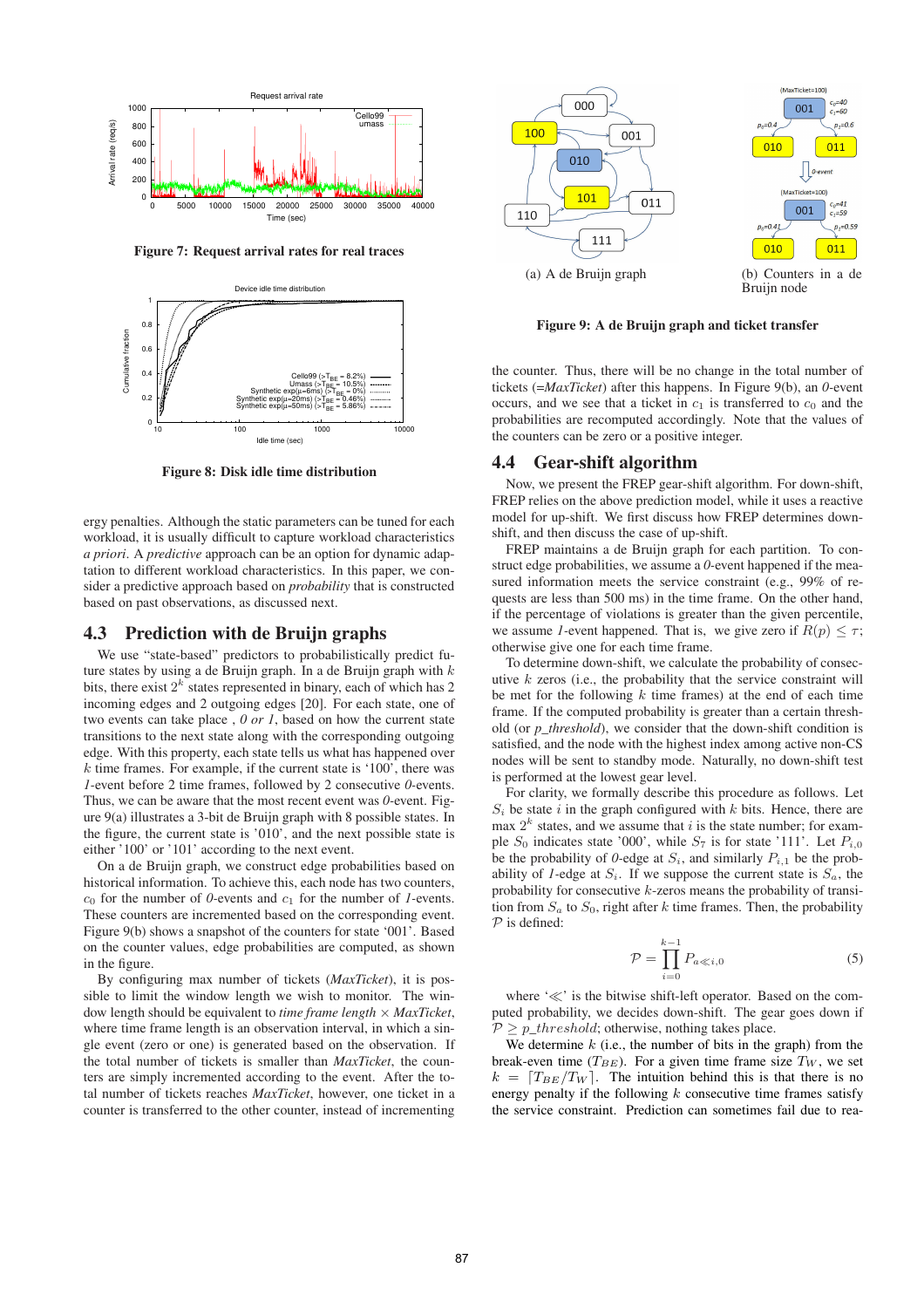Figure 7: Request arrival rates for real traces

Figure 8: Disk idle time distribution

ergy penalties. Although the static parameters can be tuned for each workload, it is usually difficult to capture workload characteristics *a priori*. A *predictive* approach can be an option for dynamic adaptation to different workload characteristics. In this paper, we consider a predictive approach based on *probability* that is constructed based on past observations, as discussed next.

## 4.3 Prediction with de Bruijn graphs

We use "state-based" predictors to probabilistically predict future states by using a de Bruijn graph. In a de Bruijn graph with $k$ bits, there exist $2^k$ states represented in binary, each of which has 2 incoming edges and 2 outgoing edges [20]. For each state, one of two events can take place , *0 or 1*, based on how the current state transitions to the next state along with the corresponding outgoing edge. With this property, each state tells us what has happened over $k$ time frames. For example, if the current state is '100', there was *1*-event before 2 time frames, followed by 2 consecutive *0*-events. Thus, we can be aware that the most recent event was *0*-event. Figure 9(a) illustrates a 3-bit de Bruijn graph with 8 possible states. In the figure, the current state is '010', and the next possible state is either '100' or '101' according to the next event.

On a de Bruijn graph, we construct edge probabilities based on historical information. To achieve this, each node has two counters, $c_0$ for the number of *0*-events and $c_1$ for the number of *1*-events. These counters are incremented based on the corresponding event. Figure 9(b) shows a snapshot of the counters for state '001'. Based on the counter values, edge probabilities are computed, as shown in the figure.

By configuring max number of tickets (*MaxTicket*), it is possible to limit the window length we wish to monitor. The window length should be equivalent to *time frame length* × *MaxTicket*, where time frame length is an observation interval, in which a single event (zero or one) is generated based on the observation. If the total number of tickets is smaller than *MaxTicket*, the counters are simply incremented according to the event. After the total number of tickets reaches *MaxTicket*, however, one ticket in a counter is transferred to the other counter, instead of incrementing

(a) A de Bruijn graph

(b) Counters in a de Bruijn node

Figure 9: A de Bruijn graph and ticket transfer

the counter. Thus, there will be no change in the total number of tickets (=*MaxTicket*) after this happens. In Figure 9(b), an *0*-event occurs, and we see that a ticket in $c_1$ is transferred to $c_0$ and the probabilities are recomputed accordingly. Note that the values of the counters can be zero or a positive integer.

## 4.4 Gear-shift algorithm

Now, we present the FREP gear-shift algorithm. For down-shift, FREP relies on the above prediction model, while it uses a reactive model for up-shift. We first discuss how FREP determines down-shift, and then discuss the case of up-shift.

FREP maintains a de Bruijn graph for each partition. To construct edge probabilities, we assume a *0*-event happened if the measured information meets the service constraint (e.g., 99% of requests are less than 500 ms) in the time frame. On the other hand, if the percentage of violations is greater than the given percentile, we assume *1*-event happened. That is, we give zero if $R(p) \leq \tau$; otherwise give one for each time frame.

To determine down-shift, we calculate the probability of consecutive $k$ zeros (i.e., the probability that the service constraint will be met for the following $k$ time frames) at the end of each time frame. If the computed probability is greater than a certain threshold (or *p_threshold*), we consider that the down-shift condition is satisfied, and the node with the highest index among active non-CS nodes will be sent to standby mode. Naturally, no down-shift test is performed at the lowest gear level.

For clarity, we formally describe this procedure as follows. Let $S_i$ be state $i$ in the graph configured with $k$ bits. Hence, there are max $2^k$ states, and we assume that $i$ is the state number; for example $S_0$ indicates state '000', while $S_7$ is for state '111'. Let $P_{i,0}$ be the probability of *0*-edge at $S_i$, and similarly $P_{i,1}$ be the probability of *1*-edge at $S_i$. If we suppose the current state is $S_a$, the probability for consecutive $k$-zeros means the probability of transition from $S_a$ to $S_0$, right after $k$ time frames. Then, the probability $\mathcal{P}$ is defined:

$$\mathcal{P} = \prod_{i=0}^{k-1} P_{a \ll i, 0} \tag{5}$$

where '$\ll$' is the bitwise shift-left operator. Based on the computed probability, we decides down-shift. The gear goes down if $\mathcal{P} \geq p\_threshold$; otherwise, nothing takes place.

We determine $k$ (i.e., the number of bits in the graph) from the break-even time ($T_{BE}$). For a given time frame size $T_W$, we set $k = \lceil T_{BE}/T_W \rceil$. The intuition behind this is that there is no energy penalty if the following $k$ consecutive time frames satisfy the service constraint. Prediction can sometimes fail due to rea-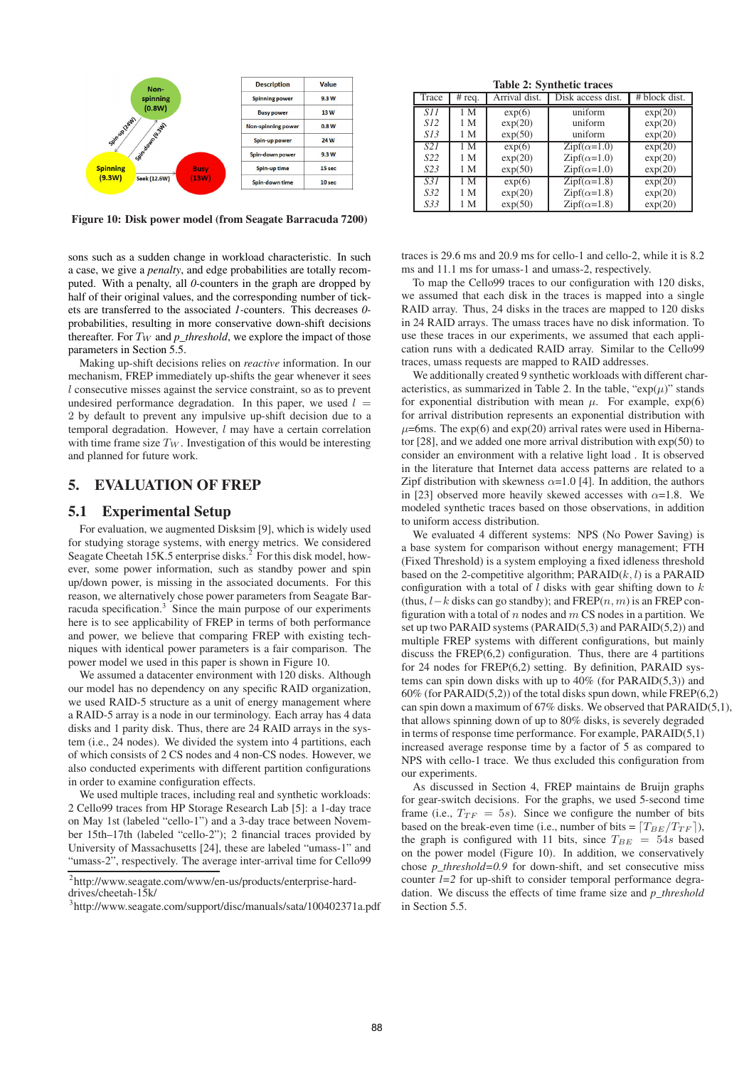| Description | Value |
|---|---|
| Spinning power | 9.3 W |
| Busy power | 13 W |
| Non-spinning power | 0.8 W |
| Spin-up power | 24 W |
| Spin-down power | 9.3 W |
| Spin-up time | 15 sec |
| Spin-down time | 10 sec |

**Figure 10: Disk power model (from Seagate Barracuda 7200)**

**Table 2: Synthetic traces**

| Trace | # req. | Arrival dist. | Disk access dist. | # block dist. |
|---|---|---|---|---|
| *S11* | 1 M | exp(6) | uniform | exp(20) |
| *S12* | 1 M | exp(20) | uniform | exp(20) |
| *S13* | 1 M | exp(50) | uniform | exp(20) |
| *S21* | 1 M | exp(6) | Zipf($\alpha$=1.0) | exp(20) |
| *S22* | 1 M | exp(20) | Zipf($\alpha$=1.0) | exp(20) |
| *S23* | 1 M | exp(50) | Zipf($\alpha$=1.0) | exp(20) |
| *S31* | 1 M | exp(6) | Zipf($\alpha$=1.8) | exp(20) |
| *S32* | 1 M | exp(20) | Zipf($\alpha$=1.8) | exp(20) |
| *S33* | 1 M | exp(50) | Zipf($\alpha$=1.8) | exp(20) |

sons such as a sudden change in workload characteristic. In such a case, we give a *penalty*, and edge probabilities are totally recomputed. With a penalty, all *0*-counters in the graph are dropped by half of their original values, and the corresponding number of tickets are transferred to the associated *1*-counters. This decreases *0*-probabilities, resulting in more conservative down-shift decisions thereafter. For $T_W$ and *p_threshold*, we explore the impact of those parameters in Section 5.5.

Making up-shift decisions relies on *reactive* information. In our mechanism, FREP immediately up-shifts the gear whenever it sees $l$ consecutive misses against the service constraint, so as to prevent undesired performance degradation. In this paper, we used $l = 2$ by default to prevent any impulsive up-shift decision due to a temporal degradation. However, $l$ may have a certain correlation with time frame size $T_W$. Investigation of this would be interesting and planned for future work.

# 5. EVALUATION OF FREP

## 5.1 Experimental Setup

For evaluation, we augmented Disksim [9], which is widely used for studying storage systems, with energy metrics. We considered Seagate Cheetah 15K.5 enterprise disks.[2] For this disk model, however, some power information, such as standby power and spin up/down power, is missing in the associated documents. For this reason, we alternatively chose power parameters from Seagate Barracuda specification.[3] Since the main purpose of our experiments here is to see applicability of FREP in terms of both performance and power, we believe that comparing FREP with existing techniques with identical power parameters is a fair comparison. The power model we used in this paper is shown in Figure 10.

We assumed a datacenter environment with 120 disks. Although our model has no dependency on any specific RAID organization, we used RAID-5 structure as a unit of energy management where a RAID-5 array is a node in our terminology. Each array has 4 data disks and 1 parity disk. Thus, there are 24 RAID arrays in the system (i.e., 24 nodes). We divided the system into 4 partitions, each of which consists of 2 CS nodes and 4 non-CS nodes. However, we also conducted experiments with different partition configurations in order to examine configuration effects.

We used multiple traces, including real and synthetic workloads: 2 Cello99 traces from HP Storage Research Lab [5]: a 1-day trace on May 1st (labeled "cello-1") and a 3-day trace between November 15th–17th (labeled "cello-2"); 2 financial traces provided by University of Massachusetts [24], these are labeled "umass-1" and "umass-2", respectively. The average inter-arrival time for Cello99 traces is 29.6 ms and 20.9 ms for cello-1 and cello-2, while it is 8.2 ms and 11.1 ms for umass-1 and umass-2, respectively.

To map the Cello99 traces to our configuration with 120 disks, we assumed that each disk in the traces is mapped into a single RAID array. Thus, 24 disks in the traces are mapped to 120 disks in 24 RAID arrays. The umass traces have no disk information. To use these traces in our experiments, we assumed that each application runs with a dedicated RAID array. Similar to the Cello99 traces, umass requests are mapped to RAID addresses.

We additionally created 9 synthetic workloads with different characteristics, as summarized in Table 2. In the table, "exp($\mu$)" stands for exponential distribution with mean $\mu$. For example, exp(6) for arrival distribution represents an exponential distribution with $\mu$=6ms. The exp(6) and exp(20) arrival rates were used in Hibernator [28], and we added one more arrival distribution with exp(50) to consider an environment with a relative light load . It is observed in the literature that Internet data access patterns are related to a Zipf distribution with skewness $\alpha$=1.0 [4]. In addition, the authors in [23] observed more heavily skewed accesses with $\alpha$=1.8. We modeled synthetic traces based on those observations, in addition to uniform access distribution.

We evaluated 4 different systems: NPS (No Power Saving) is a base system for comparison without energy management; FTH (Fixed Threshold) is a system employing a fixed idleness threshold based on the 2-competitive algorithm; PARAID($k, l$) is a PARAID configuration with a total of $l$ disks with gear shifting down to $k$ (thus, $l - k$ disks can go standby); and FREP($n, m$) is an FREP configuration with a total of $n$ nodes and $m$ CS nodes in a partition. We set up two PARAID systems (PARAID(5,3) and PARAID(5,2)) and multiple FREP systems with different configurations, but mainly discuss the FREP(6,2) configuration. Thus, there are 4 partitions for 24 nodes for FREP(6,2) setting. By definition, PARAID systems can spin down disks with up to 40% (for PARAID(5,3)) and 60% (for PARAID(5,2)) of the total disks spun down, while FREP(6,2) can spin down a maximum of 67% disks. We observed that PARAID(5,1), that allows spinning down of up to 80% disks, is severely degraded in terms of response time performance. For example, PARAID(5,1) increased average response time by a factor of 5 as compared to NPS with cello-1 trace. We thus excluded this configuration from our experiments.

As discussed in Section 4, FREP maintains de Bruijn graphs for gear-switch decisions. For the graphs, we used 5-second time frame (i.e., $T_{TF} = 5s$). Since we configure the number of bits based on the break-even time (i.e., number of bits = $\lceil T_{BE}/T_{TF} \rceil$), the graph is configured with 11 bits, since $T_{BE} = 54s$ based on the power model (Figure 10). In addition, we conservatively chose *p_threshold=0.9* for down-shift, and set consecutive miss counter *l=2* for up-shift to consider temporal performance degradation. We discuss the effects of time frame size and *p_threshold* in Section 5.5.

[2] http://www.seagate.com/www/en-us/products/enterprise-hard-drives/cheetah-15k/

[3] http://www.seagate.com/support/disc/manuals/sata/100402371a.pdf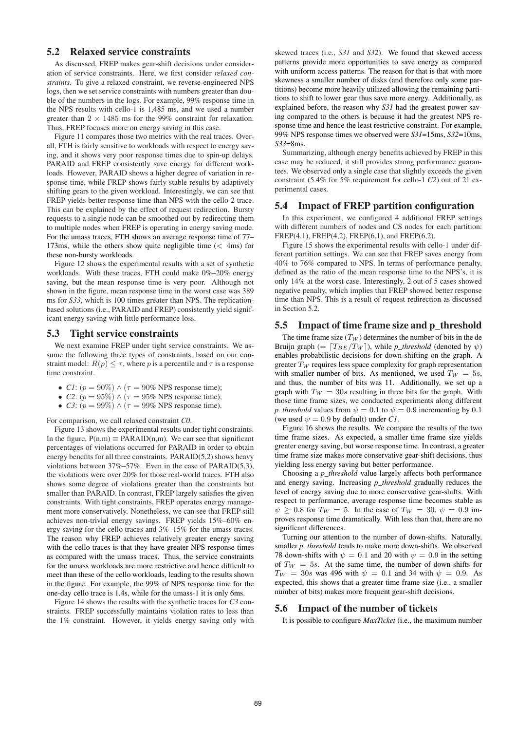## 5.2 Relaxed service constraints

As discussed, FREP makes gear-shift decisions under consideration of service constraints. Here, we first consider *relaxed constraints*. To give a relaxed constraint, we reverse-engineered NPS logs, then we set service constraints with numbers greater than double of the numbers in the logs. For example, 99% response time in the NPS results with cello-1 is 1,485 ms, and we used a number greater than $2 \times 1485$ ms for the 99% constraint for relaxation. Thus, FREP focuses more on energy saving in this case.

Figure 11 compares those two metrics with the real traces. Overall, FTH is fairly sensitive to workloads with respect to energy saving, and it shows very poor response times due to spin-up delays. PARAID and FREP consistently save energy for different workloads. However, PARAID shows a higher degree of variation in response time, while FREP shows fairly stable results by adaptively shifting gears to the given workload. Interestingly, we can see that FREP yields better response time than NPS with the cello-2 trace. This can be explained by the effect of request redirection. Bursty requests to a single node can be smoothed out by redirecting them to multiple nodes when FREP is operating in energy saving mode. For the umass traces, FTH shows an average response time of 77–173ms, while the others show quite negligible time ($<$ 4ms) for these non-bursty workloads.

Figure 12 shows the experimental results with a set of synthetic workloads. With these traces, FTH could make 0%–20% energy saving, but the mean response time is very poor. Although not shown in the figure, mean response time in the worst case was 389 ms for *S33*, which is 100 times greater than NPS. The replication-based solutions (i.e., PARAID and FREP) consistently yield significant energy saving with little performance loss.

## 5.3 Tight service constraints

We next examine FREP under tight service constraints. We assume the following three types of constraints, based on our constraint model: $R(p) \leq \tau$, where $p$ is a percentile and $\tau$ is a response time constraint.

- *C1*: $(p = 90\%) \wedge (\tau = 90\%$ NPS response time$)$;
- *C2*: $(p = 95\%) \wedge (\tau = 95\%$ NPS response time$)$;
- *C3*: $(p = 99\%) \wedge (\tau = 99\%$ NPS response time$)$.

For comparison, we call relaxed constraint *C0*.

Figure 13 shows the experimental results under tight constraints. In the figure, P(n,m) $\equiv$ PARAID(n,m). We can see that significant percentages of violations occurred for PARAID in order to obtain energy benefits for all three constraints. PARAID(5,2) shows heavy violations between 37%–57%. Even in the case of PARAID(5,3), the violations were over 20% for those real-world traces. FTH also shows some degree of violations greater than the constraints but smaller than PARAID. In contrast, FREP largely satisfies the given constraints. With tight constraints, FREP operates energy management more conservatively. Nonetheless, we can see that FREP still achieves non-trivial energy savings. FREP yields 15%–60% energy saving for the cello traces and 3%–15% for the umass traces. The reason why FREP achieves relatively greater energy saving with the cello traces is that they have greater NPS response times as compared with the umass traces. Thus, the service constraints for the umass workloads are more restrictive and hence difficult to meet than these of the cello workloads, leading to the results shown in the figure. For example, the 99% of NPS response time for the one-day cello trace is 1.4s, while for the umass-1 it is only 6ms.

Figure 14 shows the results with the synthetic traces for *C3* constraints. FREP successfully maintains violation rates to less than the 1% constraint. However, it yields energy saving only with skewed traces (i.e., *S31* and *S32*). We found that skewed access patterns provide more opportunities to save energy as compared with uniform access patterns. The reason for that is that with more skewness a smaller number of disks (and therefore only some partitions) become more heavily utilized allowing the remaining partitions to shift to lower gear thus save more energy. Additionally, as explained before, the reason why *S31* had the greatest power saving compared to the others is because it had the greatest NPS response time and hence the least restrictive constraint. For example, 99% NPS response times we observed were *S31*=15ms, *S32*=10ms, *S33*=8ms.

Summarizing, although energy benefits achieved by FREP in this case may be reduced, it still provides strong performance guarantees. We observed only a single case that slightly exceeds the given constraint (5.4% for 5% requirement for cello-1 *C2*) out of 21 experimental cases.

## 5.4 Impact of FREP partition configuration

In this experiment, we configured 4 additional FREP settings with different numbers of nodes and CS nodes for each partition: FREP(4,1), FREP(4,2), FREP(6,1), and FREP(6,2).

Figure 15 shows the experimental results with cello-1 under different partition settings. We can see that FREP saves energy from 40% to 76% compared to NPS. In terms of performance penalty, defined as the ratio of the mean response time to the NPS's, it is only 14% at the worst case. Interestingly, 2 out of 5 cases showed negative penalty, which implies that FREP showed better response time than NPS. This is a result of request redirection as discussed in Section 5.2.

## 5.5 Impact of time frame size and p_threshold

The time frame size ($T_W$) determines the number of bits in the de Bruijn graph ($= \lceil T_{BE}/T_W \rceil$), while *p_threshold* (denoted by $\psi$) enables probabilistic decisions for down-shifting on the graph. A greater $T_W$ requires less space complexity for graph representation with smaller number of bits. As mentioned, we used $T_W = 5s$, and thus, the number of bits was 11. Additionally, we set up a graph with $T_W = 30s$ resulting in three bits for the graph. With those time frame sizes, we conducted experiments along different *p_threshold* values from $\psi = 0.1$ to $\psi = 0.9$ incrementing by 0.1 (we used $\psi = 0.9$ by default) under *C1*.

Figure 16 shows the results. We compare the results of the two time frame sizes. As expected, a smaller time frame size yields greater energy saving, but worse response time. In contrast, a greater time frame size makes more conservative gear-shift decisions, thus yielding less energy saving but better performance.

Choosing a *p_threshold* value largely affects both performance and energy saving. Increasing *p_threshold* gradually reduces the level of energy saving due to more conservative gear-shifts. With respect to performance, average response time becomes stable as $\psi \geq 0.8$ for $T_W = 5$. In the case of $T_W = 30$, $\psi = 0.9$ improves response time dramatically. With less than that, there are no significant differences.

Turning our attention to the number of down-shifts. Naturally, smaller *p_threshold* tends to make more down-shifts. We observed 78 down-shifts with $\psi = 0.1$ and 20 with $\psi = 0.9$ in the setting of $T_W = 5s$. At the same time, the number of down-shifts for $T_W = 30s$ was 496 with $\psi = 0.1$ and 34 with $\psi = 0.9$. As expected, this shows that a greater time frame size (i.e., a smaller number of bits) makes more frequent gear-shift decisions.

## 5.6 Impact of the number of tickets

It is possible to configure *MaxTicket* (i.e., the maximum number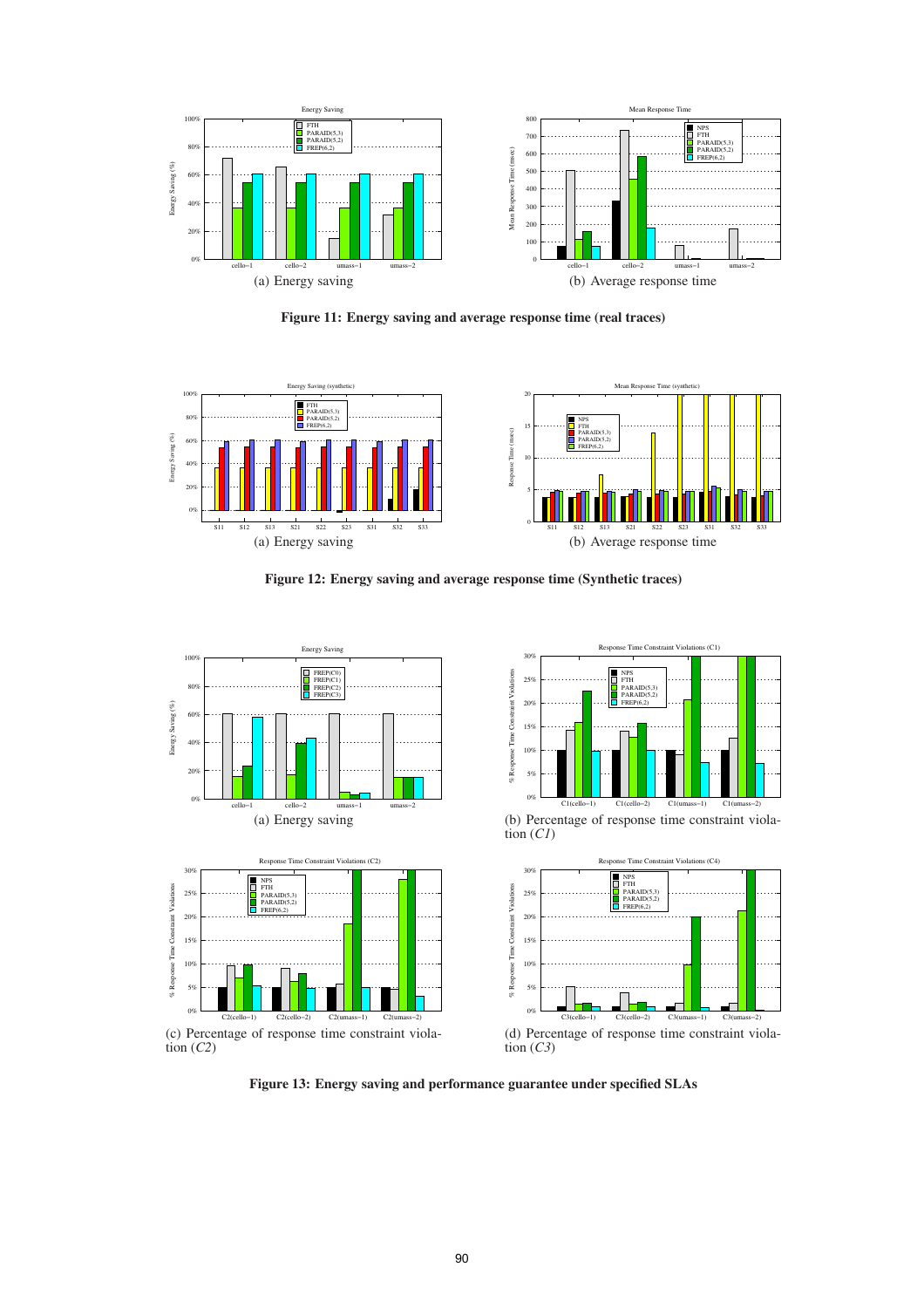(a) Energy saving

(b) Average response time

**Figure 11: Energy saving and average response time (real traces)**

(a) Energy saving

(b) Average response time

**Figure 12: Energy saving and average response time (Synthetic traces)**

(a) Energy saving

(b) Percentage of response time constraint violation (*C1*)

(c) Percentage of response time constraint violation (*C2*)

(d) Percentage of response time constraint violation (*C3*)

**Figure 13: Energy saving and performance guarantee under specified SLAs**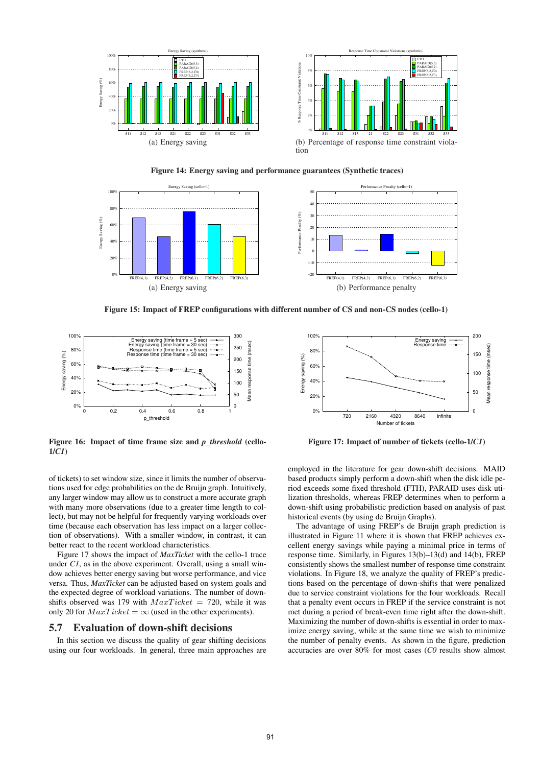(a) Energy saving

(b) Percentage of response time constraint violation

**Figure 14: Energy saving and performance guarantees (Synthetic traces)**

(a) Energy saving

(b) Performance penalty

**Figure 15: Impact of FREP configurations with different number of CS and non-CS nodes (cello-1)**

**Figure 16: Impact of time frame size and *p_threshold* (cello-1/*C1*)**

**Figure 17: Impact of number of tickets (cello-1/*C1*)**

of tickets) to set window size, since it limits the number of observations used for edge probabilities on the de Bruijn graph. Intuitively, any larger window may allow us to construct a more accurate graph with many more observations (due to a greater time length to collect), but may not be helpful for frequently varying workloads over time (because each observation has less impact on a larger collection of observations). With a smaller window, in contrast, it can better react to the recent workload characteristics.

Figure 17 shows the impact of *MaxTicket* with the cello-1 trace under *C1*, as in the above experiment. Overall, using a small window achieves better energy saving but worse performance, and vice versa. Thus, *MaxTicket* can be adjusted based on system goals and the expected degree of workload variations. The number of down-shifts observed was 179 with $MaxTicket = 720$, while it was only 20 for $MaxTicket = \infty$ (used in the other experiments).

## 5.7 Evaluation of down-shift decisions

In this section we discuss the quality of gear shifting decisions using our four workloads. In general, three main approaches are employed in the literature for gear down-shift decisions. MAID based products simply perform a down-shift when the disk idle period exceeds some fixed threshold (FTH), PARAID uses disk utilization thresholds, whereas FREP determines when to perform a down-shift using probabilistic prediction based on analysis of past historical events (by using de Bruijn Graphs).

The advantage of using FREP's de Bruijn graph prediction is illustrated in Figure 11 where it is shown that FREP achieves excellent energy savings while paying a minimal price in terms of response time. Similarly, in Figures 13(b)–13(d) and 14(b), FREP consistently shows the smallest number of response time constraint violations. In Figure 18, we analyze the quality of FREP's predictions based on the percentage of down-shifts that were penalized due to service constraint violations for the four workloads. Recall that a penalty event occurs in FREP if the service constraint is not met during a period of break-even time right after the down-shift. Maximizing the number of down-shifts is essential in order to maximize energy saving, while at the same time we wish to minimize the number of penalty events. As shown in the figure, prediction accuracies are over 80% for most cases (*C0* results show almost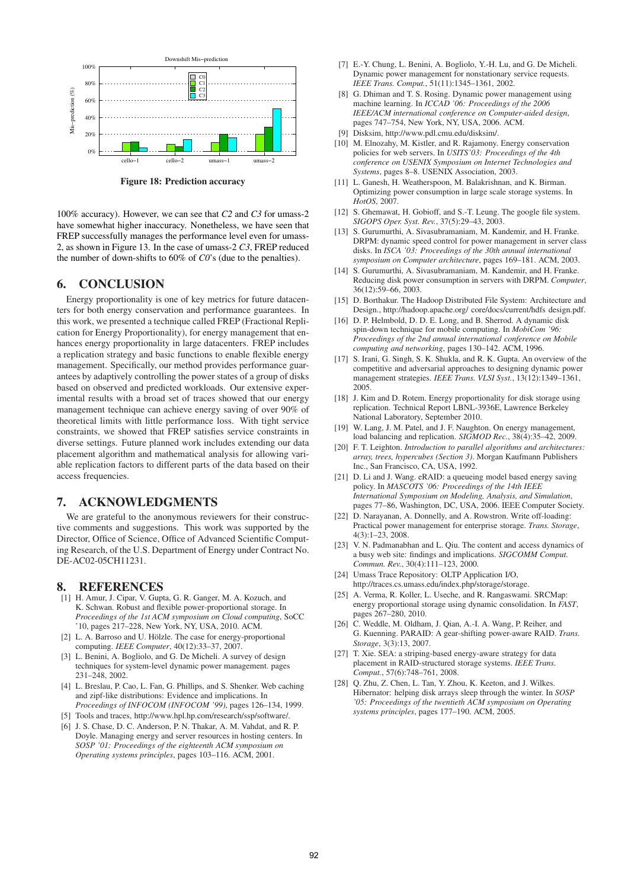Downshift Mis−prediction

100%

80%

60%

40%

20%

0%

Mis−prediction (%)

C0
C1
C2
C3

cello−1 cello−2 umass−1 umass−2

**Figure 18: Prediction accuracy**

100% accuracy). However, we can see that *C2* and *C3* for umass-2 have somewhat higher inaccuracy. Nonetheless, we have seen that FREP successfully manages the performance level even for umass-2, as shown in Figure 13. In the case of umass-2 *C3*, FREP reduced the number of down-shifts to 60% of *C0*'s (due to the penalties).

## 6. CONCLUSION

Energy proportionality is one of key metrics for future datacenters for both energy conservation and performance guarantees. In this work, we presented a technique called FREP (Fractional Replication for Energy Proportionality), for energy management that enhances energy proportionality in large datacenters. FREP includes a replication strategy and basic functions to enable flexible energy management. Specifically, our method provides performance guarantees by adaptively controlling the power states of a group of disks based on observed and predicted workloads. Our extensive experimental results with a broad set of traces showed that our energy management technique can achieve energy saving of over 90% of theoretical limits with little performance loss. With tight service constraints, we showed that FREP satisfies service constraints in diverse settings. Future planned work includes extending our data placement algorithm and mathematical analysis for allowing variable replication factors to different parts of the data based on their access frequencies.

## 7. ACKNOWLEDGMENTS

We are grateful to the anonymous reviewers for their constructive comments and suggestions. This work was supported by the Director, Office of Science, Office of Advanced Scientific Computing Research, of the U.S. Department of Energy under Contract No. DE-AC02-05CH11231.

## 8. REFERENCES

[1] H. Amur, J. Cipar, V. Gupta, G. R. Ganger, M. A. Kozuch, and K. Schwan. Robust and flexible power-proportional storage. In *Proceedings of the 1st ACM symposium on Cloud computing*, SoCC '10, pages 217–228, New York, NY, USA, 2010. ACM.

[2] L. A. Barroso and U. Hölzle. The case for energy-proportional computing. *IEEE Computer*, 40(12):33–37, 2007.

[3] L. Benini, A. Bogliolo, and G. De Micheli. A survey of design techniques for system-level dynamic power management. pages 231–248, 2002.

[4] L. Breslau, P. Cao, L. Fan, G. Phillips, and S. Shenker. Web caching and zipf-like distributions: Evidence and implications. In *Proceedings of INFOCOM (INFOCOM '99)*, pages 126–134, 1999.

[5] Tools and traces, http://www.hpl.hp.com/research/ssp/software/.

[6] J. S. Chase, D. C. Anderson, P. N. Thakar, A. M. Vahdat, and R. P. Doyle. Managing energy and server resources in hosting centers. In *SOSP '01: Proceedings of the eighteenth ACM symposium on Operating systems principles*, pages 103–116. ACM, 2001.

[7] E.-Y. Chung, L. Benini, A. Bogliolo, Y.-H. Lu, and G. De Micheli. Dynamic power management for nonstationary service requests. *IEEE Trans. Comput.*, 51(11):1345–1361, 2002.

[8] G. Dhiman and T. S. Rosing. Dynamic power management using machine learning. In *ICCAD '06: Proceedings of the 2006 IEEE/ACM international conference on Computer-aided design*, pages 747–754, New York, NY, USA, 2006. ACM.

[9] Disksim, http://www.pdl.cmu.edu/disksim/.

[10] M. Elnozahy, M. Kistler, and R. Rajamony. Energy conservation policies for web servers. In *USITS'03: Proceedings of the 4th conference on USENIX Symposium on Internet Technologies and Systems*, pages 8–8. USENIX Association, 2003.

[11] L. Ganesh, H. Weatherspoon, M. Balakrishnan, and K. Birman. Optimizing power consumption in large scale storage systems. In *HotOS*, 2007.

[12] S. Ghemawat, H. Gobioff, and S.-T. Leung. The google file system. *SIGOPS Oper. Syst. Rev.*, 37(5):29–43, 2003.

[13] S. Gurumurthi, A. Sivasubramaniam, M. Kandemir, and H. Franke. DRPM: dynamic speed control for power management in server class disks. In *ISCA '03: Proceedings of the 30th annual international symposium on Computer architecture*, pages 169–181. ACM, 2003.

[14] S. Gurumurthi, A. Sivasubramaniam, M. Kandemir, and H. Franke. Reducing disk power consumption in servers with DRPM. *Computer*, 36(12):59–66, 2003.

[15] D. Borthakur. The Hadoop Distributed File System: Architecture and Design., http://hadoop.apache.org/ core/docs/current/hdfs design.pdf.

[16] D. P. Helmbold, D. D. E. Long, and B. Sherrod. A dynamic disk spin-down technique for mobile computing. In *MobiCom '96: Proceedings of the 2nd annual international conference on Mobile computing and networking*, pages 130–142. ACM, 1996.

[17] S. Irani, G. Singh, S. K. Shukla, and R. K. Gupta. An overview of the competitive and adversarial approaches to designing dynamic power management strategies. *IEEE Trans. VLSI Syst.*, 13(12):1349–1361, 2005.

[18] J. Kim and D. Rotem. Energy proportionality for disk storage using replication. Technical Report LBNL-3936E, Lawrence Berkeley National Laboratory, September 2010.

[19] W. Lang, J. M. Patel, and J. F. Naughton. On energy management, load balancing and replication. *SIGMOD Rec.*, 38(4):35–42, 2009.

[20] F. T. Leighton. *Introduction to parallel algorithms and architectures: array, trees, hypercubes (Section 3)*. Morgan Kaufmann Publishers Inc., San Francisco, CA, USA, 1992.

[21] D. Li and J. Wang. eRAID: a queueing model based energy saving policy. In *MASCOTS '06: Proceedings of the 14th IEEE International Symposium on Modeling, Analysis, and Simulation*, pages 77–86, Washington, DC, USA, 2006. IEEE Computer Society.

[22] D. Narayanan, A. Donnelly, and A. Rowstron. Write off-loading: Practical power management for enterprise storage. *Trans. Storage*, 4(3):1–23, 2008.

[23] V. N. Padmanabhan and L. Qiu. The content and access dynamics of a busy web site: findings and implications. *SIGCOMM Comput. Commun. Rev.*, 30(4):111–123, 2000.

[24] Umass Trace Repository: OLTP Application I/O, http://traces.cs.umass.edu/index.php/storage/storage.

[25] A. Verma, R. Koller, L. Useche, and R. Rangaswami. SRCMap: energy proportional storage using dynamic consolidation. In *FAST*, pages 267–280, 2010.

[26] C. Weddle, M. Oldham, J. Qian, A.-I. A. Wang, P. Reiher, and G. Kuenning. PARAID: A gear-shifting power-aware RAID. *Trans. Storage*, 3(3):13, 2007.

[27] T. Xie. SEA: a striping-based energy-aware strategy for data placement in RAID-structured storage systems. *IEEE Trans. Comput.*, 57(6):748–761, 2008.

[28] Q. Zhu, Z. Chen, L. Tan, Y. Zhou, K. Keeton, and J. Wilkes. Hibernator: helping disk arrays sleep through the winter. In *SOSP '05: Proceedings of the twentieth ACM symposium on Operating systems principles*, pages 177–190. ACM, 2005.